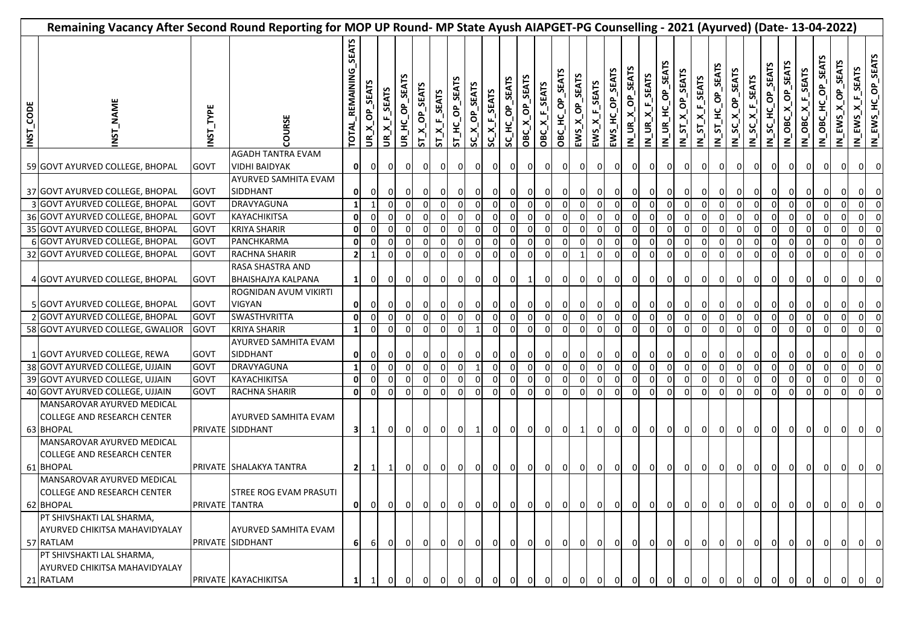# Remaining Vacancy After Second Round Reporting for MOP UP Round- MP State Ayush AIAPGET-PG Counselling - 2021 (Ayurved) (Date- 13-04-2022)

| INST_CODE | INST_NAME | INST_TYPE | COURSE | TOTAL_REMAINING_SEATS | UR_X_OP_SEATS | UR_X_F_SEATS | UR_HC_OP_SEATS | ST_X_OP_SEATS | ST_X_F_SEATS | ST_HC_OP_SEATS | SC_X_OP_SEATS | SC_X_F_SEATS | SC_HC_OP_SEATS | OBC_X_OP_SEATS | OBC_X_F_SEATS | OBC_HC_OP_SEATS | EWS_X_OP_SEATS | EWS_X_F_SEATS | EWS_HC_OP_SEATS | IN_UR_X_OP_SEATS | IN_UR_X_F_SEATS | IN_UR_HC_OP_SEATS | IN_ST_X_OP_SEATS | IN_ST_X_F_SEATS | IN_ST_HC_OP_SEATS | IN_SC_X_OP_SEATS | IN_SC_X_F_SEATS | IN_SC_HC_OP_SEATS | IN_OBC_X_OP_SEATS | IN_OBC_X_F_SEATS | IN_OBC_HC_OP_SEATS | IN_EWS_X_OP_SEATS | IN_EWS_X_F_SEATS | IN_EWS_HC_OP_SEATS |
|---|---|---|---|---|---|---|---|---|---|---|---|---|---|---|---|---|---|---|---|---|---|---|---|---|---|---|---|---|---|---|---|---|---|---|
| 59 | GOVT AYURVED COLLEGE, BHOPAL | GOVT | AGADH TANTRA EVAM VIDHI BAIDYAK | **0** | 0 | 0 | 0 | 0 | 0 | 0 | 0 | 0 | 0 | 0 | 0 | 0 | 0 | 0 | 0 | 0 | 0 | 0 | 0 | 0 | 0 | 0 | 0 | 0 | 0 | 0 | 0 | 0 | 0 | 0 |
| 37 | GOVT AYURVED COLLEGE, BHOPAL | GOVT | AYURVED SAMHITA EVAM SIDDHANT | **0** | 0 | 0 | 0 | 0 | 0 | 0 | 0 | 0 | 0 | 0 | 0 | 0 | 0 | 0 | 0 | 0 | 0 | 0 | 0 | 0 | 0 | 0 | 0 | 0 | 0 | 0 | 0 | 0 | 0 | 0 |
| 3 | GOVT AYURVED COLLEGE, BHOPAL | GOVT | DRAVYAGUNA | **1** | 1 | 0 | 0 | 0 | 0 | 0 | 0 | 0 | 0 | 0 | 0 | 0 | 0 | 0 | 0 | 0 | 0 | 0 | 0 | 0 | 0 | 0 | 0 | 0 | 0 | 0 | 0 | 0 | 0 | 0 |
| 36 | GOVT AYURVED COLLEGE, BHOPAL | GOVT | KAYACHIKITSA | **0** | 0 | 0 | 0 | 0 | 0 | 0 | 0 | 0 | 0 | 0 | 0 | 0 | 0 | 0 | 0 | 0 | 0 | 0 | 0 | 0 | 0 | 0 | 0 | 0 | 0 | 0 | 0 | 0 | 0 | 0 |
| 35 | GOVT AYURVED COLLEGE, BHOPAL | GOVT | KRIYA SHARIR | **0** | 0 | 0 | 0 | 0 | 0 | 0 | 0 | 0 | 0 | 0 | 0 | 0 | 0 | 0 | 0 | 0 | 0 | 0 | 0 | 0 | 0 | 0 | 0 | 0 | 0 | 0 | 0 | 0 | 0 | 0 |
| 6 | GOVT AYURVED COLLEGE, BHOPAL | GOVT | PANCHKARMA | **0** | 0 | 0 | 0 | 0 | 0 | 0 | 0 | 0 | 0 | 0 | 0 | 0 | 0 | 0 | 0 | 0 | 0 | 0 | 0 | 0 | 0 | 0 | 0 | 0 | 0 | 0 | 0 | 0 | 0 | 0 |
| 32 | GOVT AYURVED COLLEGE, BHOPAL | GOVT | RACHNA SHARIR | **2** | 1 | 0 | 0 | 0 | 0 | 0 | 0 | 0 | 0 | 0 | 0 | 0 | 1 | 0 | 0 | 0 | 0 | 0 | 0 | 0 | 0 | 0 | 0 | 0 | 0 | 0 | 0 | 0 | 0 | 0 |
| 4 | GOVT AYURVED COLLEGE, BHOPAL | GOVT | RASA SHASTRA AND BHAISHAJYA KALPANA | **1** | 0 | 0 | 0 | 0 | 0 | 0 | 0 | 0 | 0 | 1 | 0 | 0 | 0 | 0 | 0 | 0 | 0 | 0 | 0 | 0 | 0 | 0 | 0 | 0 | 0 | 0 | 0 | 0 | 0 | 0 |
| 5 | GOVT AYURVED COLLEGE, BHOPAL | GOVT | ROGNIDAN AVUM VIKIRTI VIGYAN | **0** | 0 | 0 | 0 | 0 | 0 | 0 | 0 | 0 | 0 | 0 | 0 | 0 | 0 | 0 | 0 | 0 | 0 | 0 | 0 | 0 | 0 | 0 | 0 | 0 | 0 | 0 | 0 | 0 | 0 | 0 |
| 2 | GOVT AYURVED COLLEGE, BHOPAL | GOVT | SWASTHVRITTA | **0** | 0 | 0 | 0 | 0 | 0 | 0 | 0 | 0 | 0 | 0 | 0 | 0 | 0 | 0 | 0 | 0 | 0 | 0 | 0 | 0 | 0 | 0 | 0 | 0 | 0 | 0 | 0 | 0 | 0 | 0 |
| 58 | GOVT AYURVED COLLEGE, GWALIOR | GOVT | KRIYA SHARIR | **1** | 0 | 0 | 0 | 0 | 0 | 0 | 1 | 0 | 0 | 0 | 0 | 0 | 0 | 0 | 0 | 0 | 0 | 0 | 0 | 0 | 0 | 0 | 0 | 0 | 0 | 0 | 0 | 0 | 0 | 0 |
| 1 | GOVT AYURVED COLLEGE, REWA | GOVT | AYURVED SAMHITA EVAM SIDDHANT | **0** | 0 | 0 | 0 | 0 | 0 | 0 | 0 | 0 | 0 | 0 | 0 | 0 | 0 | 0 | 0 | 0 | 0 | 0 | 0 | 0 | 0 | 0 | 0 | 0 | 0 | 0 | 0 | 0 | 0 | 0 |
| 38 | GOVT AYURVED COLLEGE, UJJAIN | GOVT | DRAVYAGUNA | **1** | 0 | 0 | 0 | 0 | 0 | 0 | 0 | 1 | 0 | 0 | 0 | 0 | 0 | 0 | 0 | 0 | 0 | 0 | 0 | 0 | 0 | 0 | 0 | 0 | 0 | 0 | 0 | 0 | 0 | 0 |
| 39 | GOVT AYURVED COLLEGE, UJJAIN | GOVT | KAYACHIKITSA | **0** | 0 | 0 | 0 | 0 | 0 | 0 | 0 | 0 | 0 | 0 | 0 | 0 | 0 | 0 | 0 | 0 | 0 | 0 | 0 | 0 | 0 | 0 | 0 | 0 | 0 | 0 | 0 | 0 | 0 | 0 |
| 40 | GOVT AYURVED COLLEGE, UJJAIN | GOVT | RACHNA SHARIR | **0** | 0 | 0 | 0 | 0 | 0 | 0 | 0 | 0 | 0 | 0 | 0 | 0 | 0 | 0 | 0 | 0 | 0 | 0 | 0 | 0 | 0 | 0 | 0 | 0 | 0 | 0 | 0 | 0 | 0 | 0 |
| 63 | MANSAROVAR AYURVED MEDICAL COLLEGE AND RESEARCH CENTER BHOPAL | PRIVATE | AYURVED SAMHITA EVAM SIDDHANT | **3** | 1 | 0 | 0 | 0 | 0 | 0 | 1 | 0 | 0 | 0 | 0 | 0 | 1 | 0 | 0 | 0 | 0 | 0 | 0 | 0 | 0 | 0 | 0 | 0 | 0 | 0 | 0 | 0 | 0 | 0 |
| 61 | MANSAROVAR AYURVED MEDICAL COLLEGE AND RESEARCH CENTER BHOPAL | PRIVATE | SHALAKYA TANTRA | **2** | 1 | 1 | 0 | 0 | 0 | 0 | 0 | 0 | 0 | 0 | 0 | 0 | 0 | 0 | 0 | 0 | 0 | 0 | 0 | 0 | 0 | 0 | 0 | 0 | 0 | 0 | 0 | 0 | 0 | 0 |
| 62 | MANSAROVAR AYURVED MEDICAL COLLEGE AND RESEARCH CENTER BHOPAL | PRIVATE | STREE ROG EVAM PRASUTI TANTRA | **0** | 0 | 0 | 0 | 0 | 0 | 0 | 0 | 0 | 0 | 0 | 0 | 0 | 0 | 0 | 0 | 0 | 0 | 0 | 0 | 0 | 0 | 0 | 0 | 0 | 0 | 0 | 0 | 0 | 0 | 0 |
| 57 | PT SHIVSHAKTI LAL SHARMA, AYURVED CHIKITSA MAHAVIDYALAY RATLAM | PRIVATE | AYURVED SAMHITA EVAM SIDDHANT | **6** | 6 | 0 | 0 | 0 | 0 | 0 | 0 | 0 | 0 | 0 | 0 | 0 | 0 | 0 | 0 | 0 | 0 | 0 | 0 | 0 | 0 | 0 | 0 | 0 | 0 | 0 | 0 | 0 | 0 | 0 |
| 21 | PT SHIVSHAKTI LAL SHARMA, AYURVED CHIKITSA MAHAVIDYALAY RATLAM | PRIVATE | KAYACHIKITSA | **1** | 1 | 0 | 0 | 0 | 0 | 0 | 0 | 0 | 0 | 0 | 0 | 0 | 0 | 0 | 0 | 0 | 0 | 0 | 0 | 0 | 0 | 0 | 0 | 0 | 0 | 0 | 0 | 0 | 0 | 0 |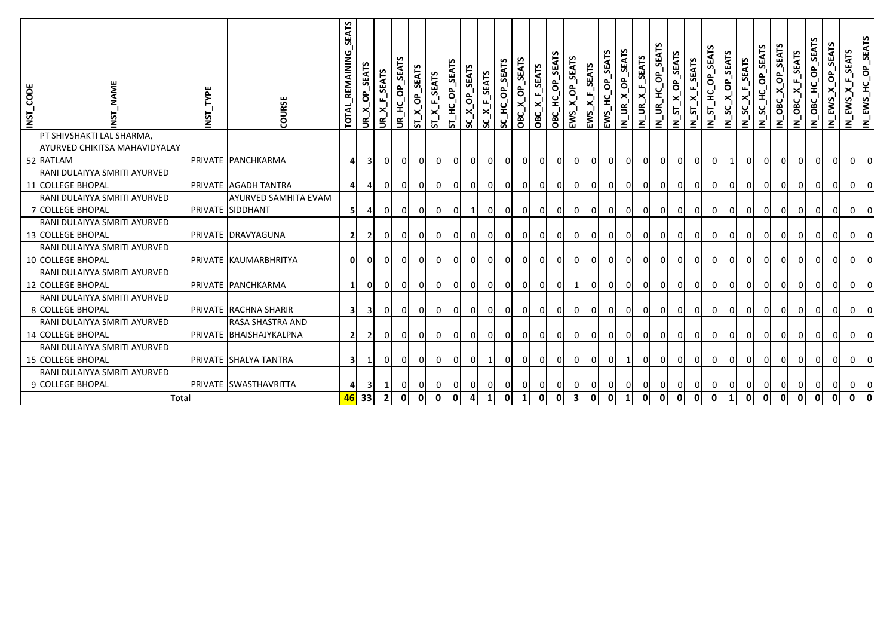| INST_CODE | INST_NAME | INST_TYPE | COURSE | TOTAL_REMAINING_SEATS | UR_X_OP_SEATS | UR_X_F_SEATS | UR_HC_OP_SEATS | ST_X_OP_SEATS | ST_X_F_SEATS | ST_HC_OP_SEATS | SC_X_OP_SEATS | SC_X_F_SEATS | SC_HC_OP_SEATS | OBC_X_OP_SEATS | OBC_X_F_SEATS | OBC_HC_OP_SEATS | EWS_X_OP_SEATS | EWS_X_F_SEATS | EWS_HC_OP_SEATS | IN_UR_X_OP_SEATS | IN_UR_X_F_SEATS | IN_UR_HC_OP_SEATS | IN_ST_X_OP_SEATS | IN_ST_X_F_SEATS | IN_ST_HC_OP_SEATS | IN_SC_X_OP_SEATS | IN_SC_X_F_SEATS | IN_SC_HC_OP_SEATS | IN_OBC_X_OP_SEATS | IN_OBC_X_F_SEATS | IN_OBC_HC_OP_SEATS | IN_EWS_X_OP_SEATS | IN_EWS_X_F_SEATS | IN_EWS_HC_OP_SEATS |
|---|---|---|---|---|---|---|---|---|---|---|---|---|---|---|---|---|---|---|---|---|---|---|---|---|---|---|---|---|---|---|---|---|---|---|
| 52 | PT SHIVSHAKTI LAL SHARMA, AYURVED CHIKITSA MAHAVIDYALAY RATLAM | PRIVATE | PANCHKARMA | 4 | 3 | 0 | 0 | 0 | 0 | 0 | 0 | 0 | 0 | 0 | 0 | 0 | 0 | 0 | 0 | 0 | 0 | 0 | 0 | 0 | 0 | 1 | 0 | 0 | 0 | 0 | 0 | 0 | 0 | 0 |
| 11 | RANI DULAIYYA SMRITI AYURVED COLLEGE BHOPAL | PRIVATE | AGADH TANTRA | 4 | 4 | 0 | 0 | 0 | 0 | 0 | 0 | 0 | 0 | 0 | 0 | 0 | 0 | 0 | 0 | 0 | 0 | 0 | 0 | 0 | 0 | 0 | 0 | 0 | 0 | 0 | 0 | 0 | 0 | 0 |
| 7 | RANI DULAIYYA SMRITI AYURVED COLLEGE BHOPAL | PRIVATE | AYURVED SAMHITA EVAM SIDDHANT | 5 | 4 | 0 | 0 | 0 | 0 | 0 | 1 | 0 | 0 | 0 | 0 | 0 | 0 | 0 | 0 | 0 | 0 | 0 | 0 | 0 | 0 | 0 | 0 | 0 | 0 | 0 | 0 | 0 | 0 | 0 |
| 13 | RANI DULAIYYA SMRITI AYURVED COLLEGE BHOPAL | PRIVATE | DRAVYAGUNA | 2 | 2 | 0 | 0 | 0 | 0 | 0 | 0 | 0 | 0 | 0 | 0 | 0 | 0 | 0 | 0 | 0 | 0 | 0 | 0 | 0 | 0 | 0 | 0 | 0 | 0 | 0 | 0 | 0 | 0 | 0 |
| 10 | RANI DULAIYYA SMRITI AYURVED COLLEGE BHOPAL | PRIVATE | KAUMARBHRITYA | 0 | 0 | 0 | 0 | 0 | 0 | 0 | 0 | 0 | 0 | 0 | 0 | 0 | 0 | 0 | 0 | 0 | 0 | 0 | 0 | 0 | 0 | 0 | 0 | 0 | 0 | 0 | 0 | 0 | 0 | 0 |
| 12 | RANI DULAIYYA SMRITI AYURVED COLLEGE BHOPAL | PRIVATE | PANCHKARMA | 1 | 0 | 0 | 0 | 0 | 0 | 0 | 0 | 0 | 0 | 0 | 0 | 0 | 1 | 0 | 0 | 0 | 0 | 0 | 0 | 0 | 0 | 0 | 0 | 0 | 0 | 0 | 0 | 0 | 0 | 0 |
| 8 | RANI DULAIYYA SMRITI AYURVED COLLEGE BHOPAL | PRIVATE | RACHNA SHARIR | 3 | 3 | 0 | 0 | 0 | 0 | 0 | 0 | 0 | 0 | 0 | 0 | 0 | 0 | 0 | 0 | 0 | 0 | 0 | 0 | 0 | 0 | 0 | 0 | 0 | 0 | 0 | 0 | 0 | 0 | 0 |
| 14 | RANI DULAIYYA SMRITI AYURVED COLLEGE BHOPAL | PRIVATE | RASA SHASTRA AND BHAISHAJYKALPNA | 2 | 2 | 0 | 0 | 0 | 0 | 0 | 0 | 0 | 0 | 0 | 0 | 0 | 0 | 0 | 0 | 0 | 0 | 0 | 0 | 0 | 0 | 0 | 0 | 0 | 0 | 0 | 0 | 0 | 0 | 0 |
| 15 | RANI DULAIYYA SMRITI AYURVED COLLEGE BHOPAL | PRIVATE | SHALYA TANTRA | 3 | 1 | 0 | 0 | 0 | 0 | 0 | 0 | 1 | 0 | 0 | 0 | 0 | 0 | 0 | 0 | 1 | 0 | 0 | 0 | 0 | 0 | 0 | 0 | 0 | 0 | 0 | 0 | 0 | 0 | 0 |
| 9 | RANI DULAIYYA SMRITI AYURVED COLLEGE BHOPAL | PRIVATE | SWASTHAVRITTA | 4 | 3 | 1 | 0 | 0 | 0 | 0 | 0 | 0 | 0 | 0 | 0 | 0 | 0 | 0 | 0 | 0 | 0 | 0 | 0 | 0 | 0 | 0 | 0 | 0 | 0 | 0 | 0 | 0 | 0 | 0 |
| **Total** | | | | **46** | **33** | **2** | **0** | **0** | **0** | **0** | **4** | **1** | **0** | **1** | **0** | **0** | **3** | **0** | **0** | **1** | **0** | **0** | **0** | **0** | **0** | **1** | **0** | **0** | **0** | **0** | **0** | **0** | **0** | **0** |